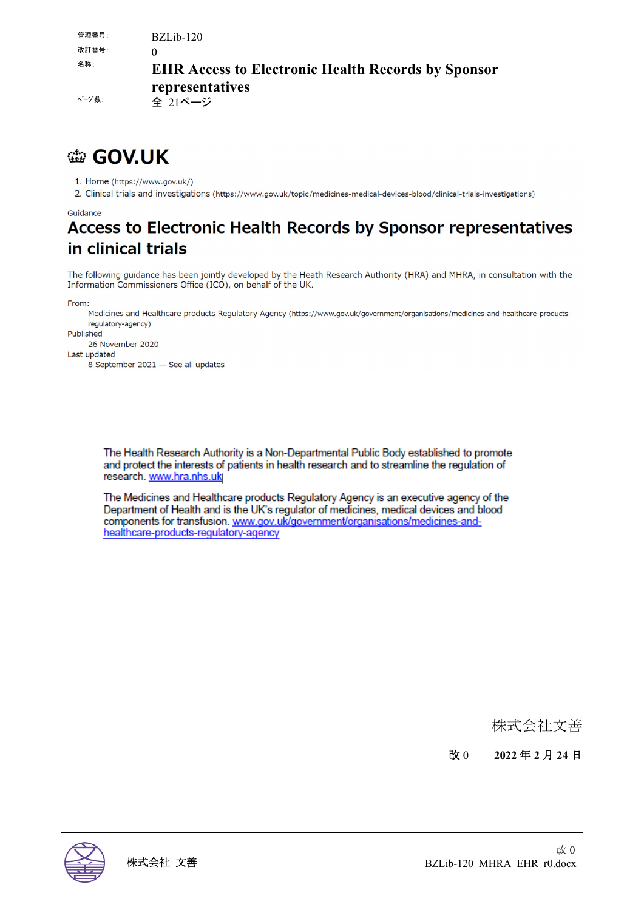| 管理番号: | BZLib-120 |
|---|---|
| 改訂番号: | 0 |
| 名称: | **EHR Access to Electronic Health Records by Sponsor representatives** |
| ﾍﾟｰｼﾞ数: | 全 21ページ |

# GOV.UK

1. Home (https://www.gov.uk/)
2. Clinical trials and investigations (https://www.gov.uk/topic/medicines-medical-devices-blood/clinical-trials-investigations)

Guidance

# Access to Electronic Health Records by Sponsor representatives in clinical trials

The following guidance has been jointly developed by the Heath Research Authority (HRA) and MHRA, in consultation with the Information Commissioners Office (ICO), on behalf of the UK.

From:
Medicines and Healthcare products Regulatory Agency (https://www.gov.uk/government/organisations/medicines-and-healthcare-products-regulatory-agency)

Published
26 November 2020

Last updated
8 September 2021 — See all updates

The Health Research Authority is a Non-Departmental Public Body established to promote and protect the interests of patients in health research and to streamline the regulation of research. www.hra.nhs.uk

The Medicines and Healthcare products Regulatory Agency is an executive agency of the Department of Health and is the UK's regulator of medicines, medical devices and blood components for transfusion. www.gov.uk/government/organisations/medicines-and-healthcare-products-regulatory-agency

株式会社文善

改 0　　2022 年 2 月 24 日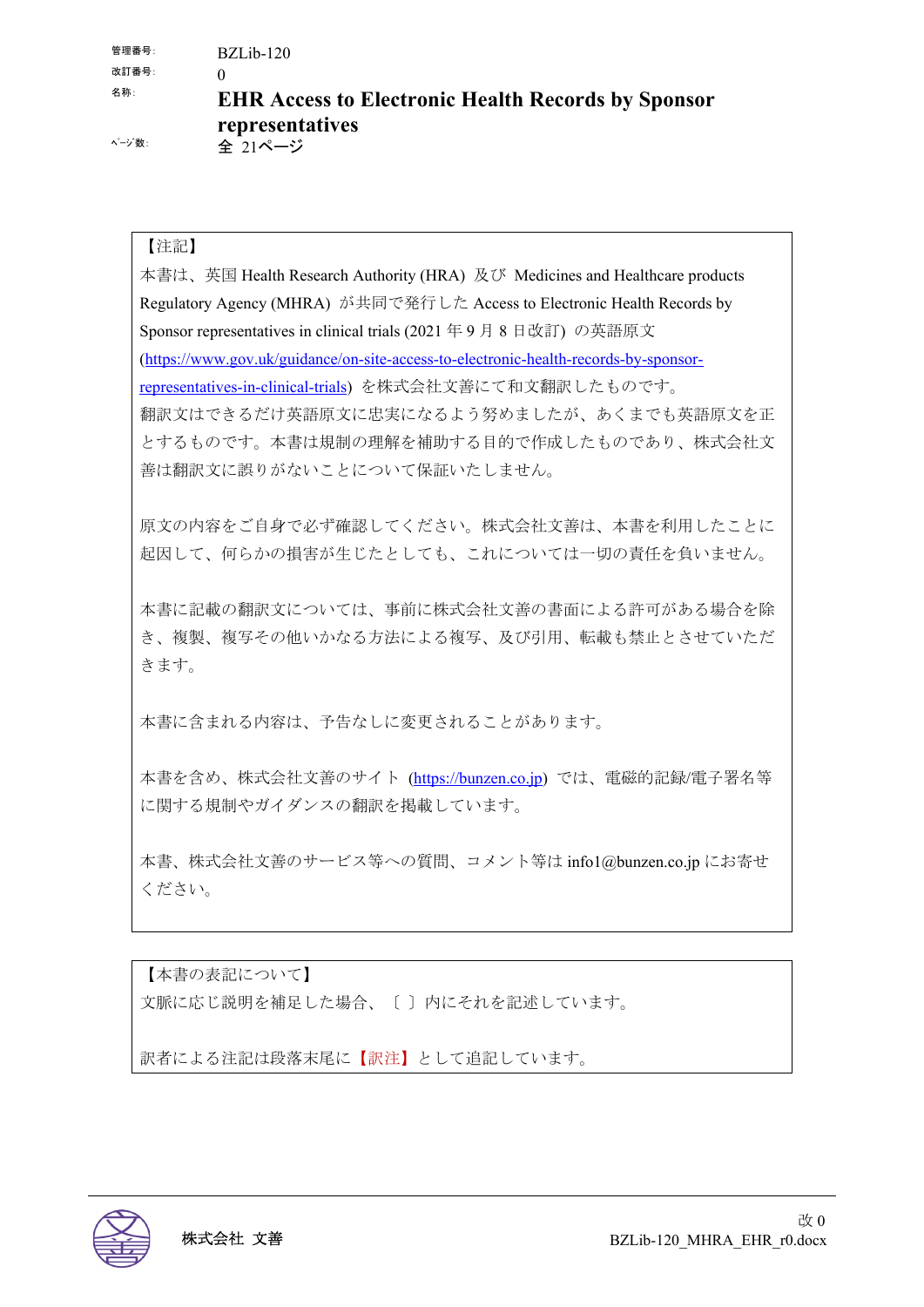| 管理番号: | BZLib-120 |
| --- | --- |
| 改訂番号: | 0 |
| 名称: | **EHR Access to Electronic Health Records by Sponsor representatives** |
| ページ数: | 全 21ページ |

【注記】

本書は、英国 Health Research Authority (HRA) 及び Medicines and Healthcare products Regulatory Agency (MHRA) が共同で発行した Access to Electronic Health Records by Sponsor representatives in clinical trials (2021 年 9 月 8 日改訂) の英語原文 (https://www.gov.uk/guidance/on-site-access-to-electronic-health-records-by-sponsor-representatives-in-clinical-trials) を株式会社文善にて和文翻訳したものです。

翻訳文はできるだけ英語原文に忠実になるよう努めましたが、あくまでも英語原文を正とするものです。本書は規制の理解を補助する目的で作成したものであり、株式会社文善は翻訳文に誤りがないことについて保証いたしません。

原文の内容をご自身で必ず確認してください。株式会社文善は、本書を利用したことに起因して、何らかの損害が生じたとしても、これについては一切の責任を負いません。

本書に記載の翻訳文については、事前に株式会社文善の書面による許可がある場合を除き、複製、複写その他いかなる方法による複写、及び引用、転載も禁止とさせていただきます。

本書に含まれる内容は、予告なしに変更されることがあります。

本書を含め、株式会社文善のサイト (https://bunzen.co.jp) では、電磁的記録/電子署名等に関する規制やガイダンスの翻訳を掲載しています。

本書、株式会社文善のサービス等への質問、コメント等は info1@bunzen.co.jp にお寄せください。

【本書の表記について】

文脈に応じ説明を補足した場合、〔 〕内にそれを記述しています。

訳者による注記は段落末尾に【訳注】として追記しています。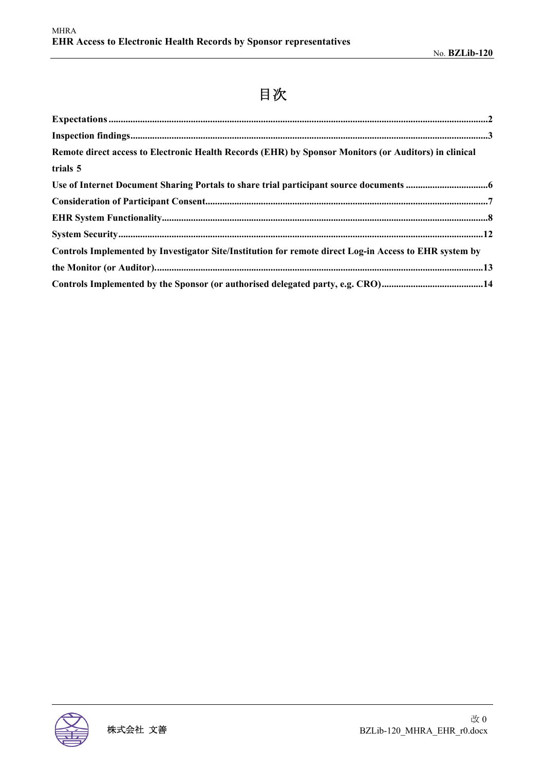# 目次

- Expectations ........ 2
- Inspection findings ........ 3
- Remote direct access to Electronic Health Records (EHR) by Sponsor Monitors (or Auditors) in clinical trials 5
- Use of Internet Document Sharing Portals to share trial participant source documents ........ 6
- Consideration of Participant Consent ........ 7
- EHR System Functionality ........ 8
- System Security ........ 12
- Controls Implemented by Investigator Site/Institution for remote direct Log-in Access to EHR system by the Monitor (or Auditor) ........ 13
- Controls Implemented by the Sponsor (or authorised delegated party, e.g. CRO) ........ 14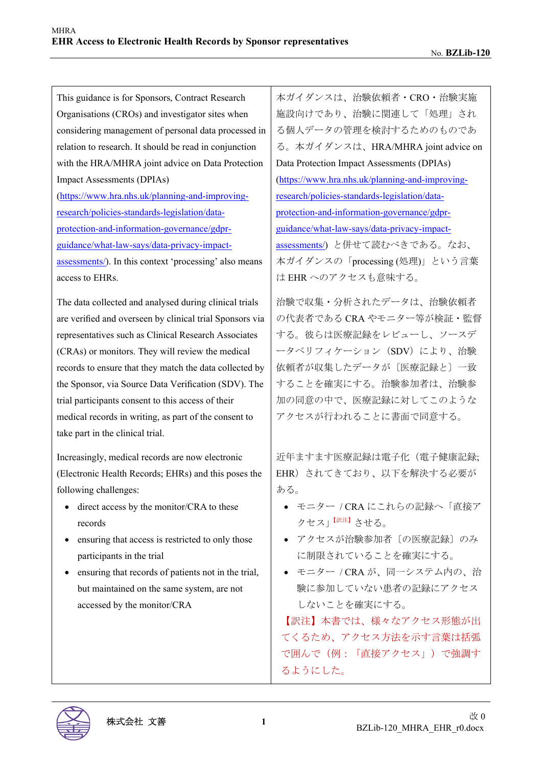| | |
|---|---|
| This guidance is for Sponsors, Contract Research Organisations (CROs) and investigator sites when considering management of personal data processed in relation to research. It should be read in conjunction with the HRA/MHRA joint advice on Data Protection Impact Assessments (DPIAs) (https://www.hra.nhs.uk/planning-and-improving-research/policies-standards-legislation/data-protection-and-information-governance/gdpr-guidance/what-law-says/data-privacy-impact-assessments/). In this context 'processing' also means access to EHRs. | 本ガイダンスは、治験依頼者・CRO・治験実施施設向けであり、治験に関連して「処理」される個人データの管理を検討するためのものである。本ガイダンスは、HRA/MHRA joint advice on Data Protection Impact Assessments (DPIAs) (https://www.hra.nhs.uk/planning-and-improving-research/policies-standards-legislation/data-protection-and-information-governance/gdpr-guidance/what-law-says/data-privacy-impact-assessments/) と併せて読むべきである。なお、本ガイダンスの「processing (処理)」という言葉は EHR へのアクセスも意味する。 |
| The data collected and analysed during clinical trials are verified and overseen by clinical trial Sponsors via representatives such as Clinical Research Associates (CRAs) or monitors. They will review the medical records to ensure that they match the data collected by the Sponsor, via Source Data Verification (SDV). The trial participants consent to this access of their medical records in writing, as part of the consent to take part in the clinical trial. | 治験で収集・分析されたデータは、治験依頼者の代表者である CRA やモニター等が検証・監督する。彼らは医療記録をレビューし、ソースデータベリフィケーション（SDV）により、治験依頼者が収集したデータが〔医療記録と〕一致することを確実にする。治験参加者は、治験参加の同意の中で、医療記録に対してこのようなアクセスが行われることに書面で同意する。 |
| Increasingly, medical records are now electronic (Electronic Health Records; EHRs) and this poses the following challenges:<br>• direct access by the monitor/CRA to these records<br>• ensuring that access is restricted to only those participants in the trial<br>• ensuring that records of patients not in the trial, but maintained on the same system, are not accessed by the monitor/CRA | 近年ますます医療記録は電子化（電子健康記録; EHR）されてきており、以下を解決する必要がある。<br>• モニター / CRA にこれらの記録へ「直接アクセス」[訳注] させる。<br>• アクセスが治験参加者〔の医療記録〕のみに制限されていることを確実にする。<br>• モニター / CRA が、同一システム内の、治験に参加していない患者の記録にアクセスしないことを確実にする。<br>【訳注】本書では、様々なアクセス形態が出てくるため、アクセス方法を示す言葉は括弧で囲んで（例：「直接アクセス」）で強調するようにした。 |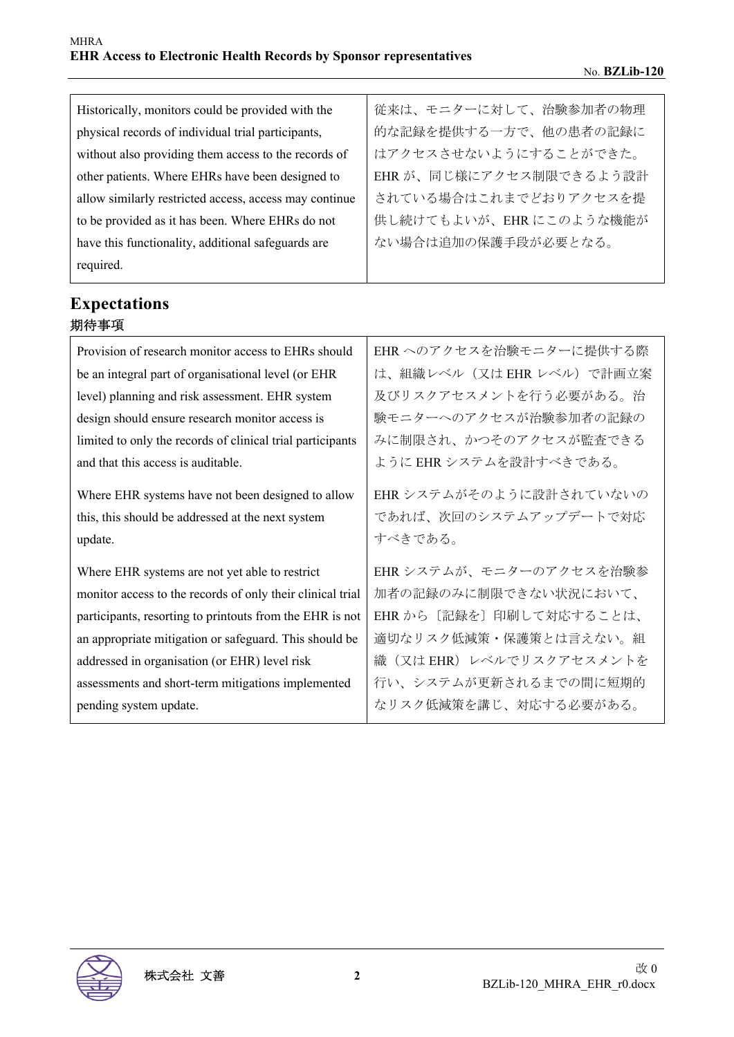| Historically, monitors could be provided with the physical records of individual trial participants, without also providing them access to the records of other patients. Where EHRs have been designed to allow similarly restricted access, access may continue to be provided as it has been. Where EHRs do not have this functionality, additional safeguards are required. | 従来は、モニターに対して、治験参加者の物理的な記録を提供する一方で、他の患者の記録にはアクセスさせないようにすることができた。EHR が、同じ様にアクセス制限できるよう設計されている場合はこれまでどおりアクセスを提供し続けてもよいが、EHR にこのような機能がない場合は追加の保護手段が必要となる。 |
|---|---|

## Expectations
### 期待事項

| Provision of research monitor access to EHRs should be an integral part of organisational level (or EHR level) planning and risk assessment. EHR system design should ensure research monitor access is limited to only the records of clinical trial participants and that this access is auditable. | EHR へのアクセスを治験モニターに提供する際は、組織レベル（又は EHR レベル）で計画立案及びリスクアセスメントを行う必要がある。治験モニターへのアクセスが治験参加者の記録のみに制限され、かつそのアクセスが監査できるように EHR システムを設計すべきである。 |
|---|---|
| Where EHR systems have not been designed to allow this, this should be addressed at the next system update. | EHR システムがそのように設計されていないのであれば、次回のシステムアップデートで対応すべきである。 |
| Where EHR systems are not yet able to restrict monitor access to the records of only their clinical trial participants, resorting to printouts from the EHR is not an appropriate mitigation or safeguard. This should be addressed in organisation (or EHR) level risk assessments and short-term mitigations implemented pending system update. | EHR システムが、モニターのアクセスを治験参加者の記録のみに制限できない状況において、EHR から〔記録を〕印刷して対応することは、適切なリスク低減策・保護策とは言えない。組織（又は EHR）レベルでリスクアセスメントを行い、システムが更新されるまでの間に短期的なリスク低減策を講じ、対応する必要がある。 |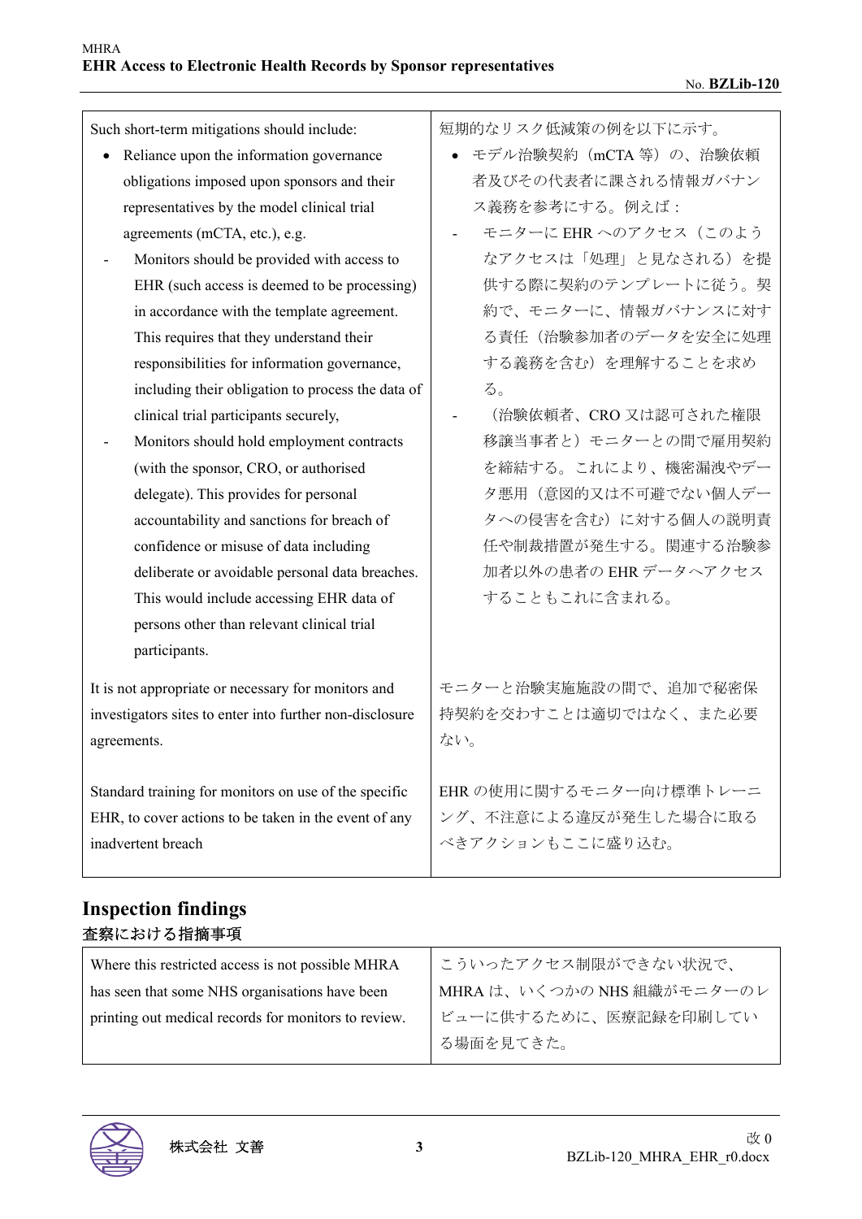| Such short-term mitigations should include:<br>• Reliance upon the information governance obligations imposed upon sponsors and their representatives by the model clinical trial agreements (mCTA, etc.), e.g.<br>- Monitors should be provided with access to EHR (such access is deemed to be processing) in accordance with the template agreement. This requires that they understand their responsibilities for information governance, including their obligation to process the data of clinical trial participants securely,<br>- Monitors should hold employment contracts (with the sponsor, CRO, or authorised delegate). This provides for personal accountability and sanctions for breach of confidence or misuse of data including deliberate or avoidable personal data breaches. This would include accessing EHR data of persons other than relevant clinical trial participants. | 短期的なリスク低減策の例を以下に示す。<br>• モデル治験契約（mCTA 等）の、治験依頼者及びその代表者に課される情報ガバナンス義務を参考にする。例えば：<br>- モニターに EHR へのアクセス（このようなアクセスは「処理」と見なされる）を提供する際に契約のテンプレートに従う。契約で、モニターに、情報ガバナンスに対する責任（治験参加者のデータを安全に処理する義務を含む）を理解することを求める。<br>- （治験依頼者、CRO 又は認可された権限移譲当事者と）モニターとの間で雇用契約を締結する。これにより、機密漏洩やデータ悪用（意図的又は不可避でない個人データへの侵害を含む）に対する個人の説明責任や制裁措置が発生する。関連する治験参加者以外の患者の EHR データへアクセスすることもこれに含まれる。 |
|---|---|
| It is not appropriate or necessary for monitors and investigators sites to enter into further non-disclosure agreements. | モニターと治験実施施設の間で、追加で秘密保持契約を交わすことは適切ではなく、また必要ない。 |
| Standard training for monitors on use of the specific EHR, to cover actions to be taken in the event of any inadvertent breach | EHR の使用に関するモニター向け標準トレーニング、不注意による違反が発生した場合に取るべきアクションもここに盛り込む。 |

## Inspection findings
## 査察における指摘事項

| Where this restricted access is not possible MHRA has seen that some NHS organisations have been printing out medical records for monitors to review. | こういったアクセス制限ができない状況で、MHRA は、いくつかの NHS 組織がモニターのレビューに供するために、医療記録を印刷している場面を見てきた。 |
|---|---|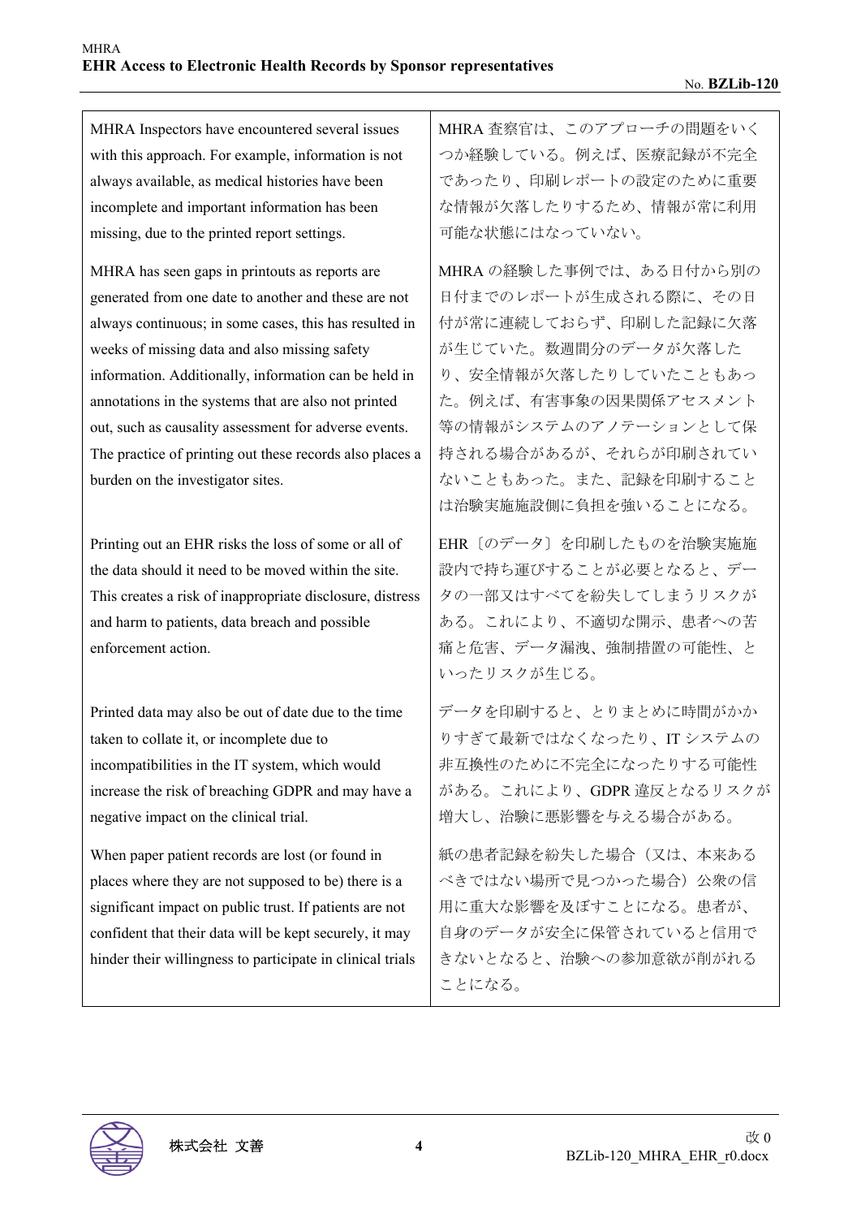| MHRA Inspectors have encountered several issues with this approach. For example, information is not always available, as medical histories have been incomplete and important information has been missing, due to the printed report settings. | MHRA 査察官は、このアプローチの問題をいくつか経験している。例えば、医療記録が不完全であったり、印刷レポートの設定のために重要な情報が欠落したりするため、情報が常に利用可能な状態にはなっていない。 |
|---|---|
| MHRA has seen gaps in printouts as reports are generated from one date to another and these are not always continuous; in some cases, this has resulted in weeks of missing data and also missing safety information. Additionally, information can be held in annotations in the systems that are also not printed out, such as causality assessment for adverse events. The practice of printing out these records also places a burden on the investigator sites. | MHRA の経験した事例では、ある日付から別の日付までのレポートが生成される際に、その日付が常に連続しておらず、印刷した記録に欠落が生じていた。数週間分のデータが欠落したり、安全情報が欠落したりしていたこともあった。例えば、有害事象の因果関係アセスメント等の情報がシステムのアノテーションとして保持される場合があるが、それらが印刷されていないこともあった。また、記録を印刷することは治験実施施設側に負担を強いることになる。 |
| Printing out an EHR risks the loss of some or all of the data should it need to be moved within the site. This creates a risk of inappropriate disclosure, distress and harm to patients, data breach and possible enforcement action. | EHR〔のデータ〕を印刷したものを治験実施施設内で持ち運びすることが必要となると、データの一部又はすべてを紛失してしまうリスクがある。これにより、不適切な開示、患者への苦痛と危害、データ漏洩、強制措置の可能性、といったリスクが生じる。 |
| Printed data may also be out of date due to the time taken to collate it, or incomplete due to incompatibilities in the IT system, which would increase the risk of breaching GDPR and may have a negative impact on the clinical trial. | データを印刷すると、とりまとめに時間がかかりすぎて最新ではなくなったり、IT システムの非互換性のために不完全になったりする可能性がある。これにより、GDPR 違反となるリスクが増大し、治験に悪影響を与える場合がある。 |
| When paper patient records are lost (or found in places where they are not supposed to be) there is a significant impact on public trust. If patients are not confident that their data will be kept securely, it may hinder their willingness to participate in clinical trials | 紙の患者記録を紛失した場合（又は、本来あるべきではない場所で見つかった場合）公衆の信用に重大な影響を及ぼすことになる。患者が、自身のデータが安全に保管されていると信用できないとなると、治験への参加意欲が削がれることになる。 |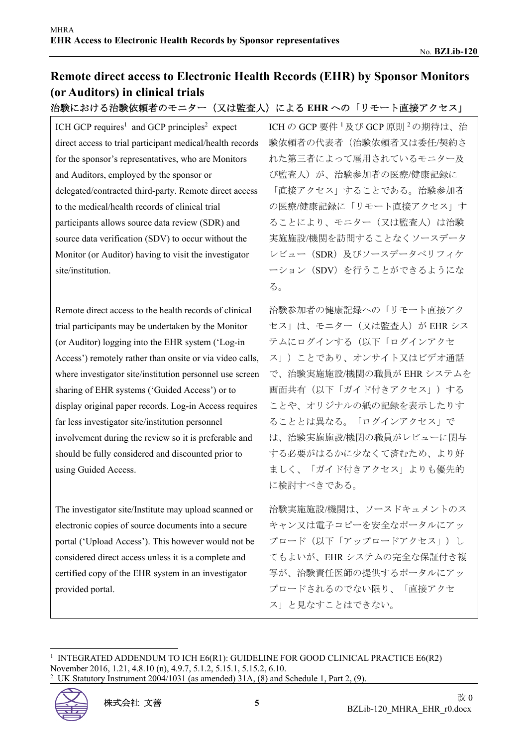## Remote direct access to Electronic Health Records (EHR) by Sponsor Monitors (or Auditors) in clinical trials

### 治験における治験依頼者のモニター（又は監査人）による EHR への「リモート直接アクセス」

| | |
|---|---|
| ICH GCP requires[1] and GCP principles[2] expect direct access to trial participant medical/health records for the sponsor's representatives, who are Monitors and Auditors, employed by the sponsor or delegated/contracted third-party. Remote direct access to the medical/health records of clinical trial participants allows source data review (SDR) and source data verification (SDV) to occur without the Monitor (or Auditor) having to visit the investigator site/institution. | ICH の GCP 要件[1]及び GCP 原則[2]の期待は、治験依頼者の代表者（治験依頼者又は委任/契約された第三者によって雇用されているモニター及び監査人）が、治験参加者の医療/健康記録に「直接アクセス」することである。治験参加者の医療/健康記録に「リモート直接アクセス」することにより、モニター（又は監査人）は治験実施施設/機関を訪問することなくソースデータレビュー（SDR）及びソースデータベリフィケーション（SDV）を行うことができるようになる。 |
| Remote direct access to the health records of clinical trial participants may be undertaken by the Monitor (or Auditor) logging into the EHR system ('Log-in Access') remotely rather than onsite or via video calls, where investigator site/institution personnel use screen sharing of EHR systems ('Guided Access') or to display original paper records. Log-in Access requires far less investigator site/institution personnel involvement during the review so it is preferable and should be fully considered and discounted prior to using Guided Access. | 治験参加者の健康記録への「リモート直接アクセス」は、モニター（又は監査人）が EHR システムにログインする（以下「ログインアクセス」）ことであり、オンサイト又はビデオ通話で、治験実施施設/機関の職員が EHR システムを画面共有（以下「ガイド付きアクセス」）することや、オリジナルの紙の記録を表示したりすることとは異なる。「ログインアクセス」では、治験実施施設/機関の職員がレビューに関与する必要がはるかに少なくて済むため、より好ましく、「ガイド付きアクセス」よりも優先的に検討すべきである。 |
| The investigator site/Institute may upload scanned or electronic copies of source documents into a secure portal ('Upload Access'). This however would not be considered direct access unless it is a complete and certified copy of the EHR system in an investigator provided portal. | 治験実施施設/機関は、ソースドキュメントのスキャン又は電子コピーを安全なポータルにアップロード（以下「アップロードアクセス」）してもよいが、EHR システムの完全な保証付き複写が、治験責任医師の提供するポータルにアップロードされるのでない限り、「直接アクセス」と見なすことはできない。 |

---

[1] INTEGRATED ADDENDUM TO ICH E6(R1): GUIDELINE FOR GOOD CLINICAL PRACTICE E6(R2) November 2016, 1.21, 4.8.10 (n), 4.9.7, 5.1.2, 5.15.1, 5.15.2, 6.10.

[2] UK Statutory Instrument 2004/1031 (as amended) 31A, (8) and Schedule 1, Part 2, (9).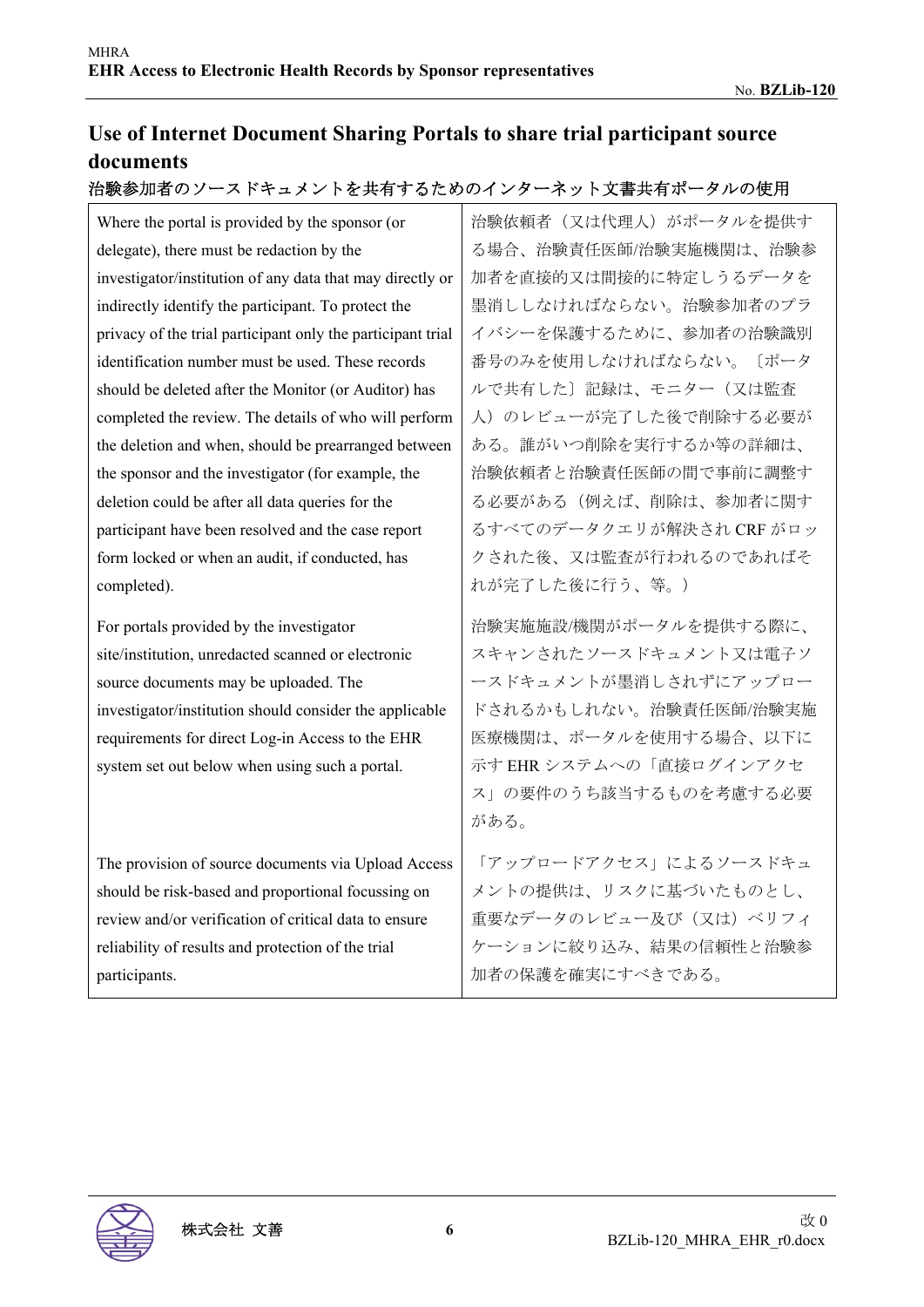## Use of Internet Document Sharing Portals to share trial participant source documents

### 治験参加者のソースドキュメントを共有するためのインターネット文書共有ポータルの使用

| | |
|---|---|
| Where the portal is provided by the sponsor (or delegate), there must be redaction by the investigator/institution of any data that may directly or indirectly identify the participant. To protect the privacy of the trial participant only the participant trial identification number must be used. These records should be deleted after the Monitor (or Auditor) has completed the review. The details of who will perform the deletion and when, should be prearranged between the sponsor and the investigator (for example, the deletion could be after all data queries for the participant have been resolved and the case report form locked or when an audit, if conducted, has completed). | 治験依頼者（又は代理人）がポータルを提供する場合、治験責任医師/治験実施機関は、治験参加者を直接的又は間接的に特定しうるデータを墨消ししなければならない。治験参加者のプライバシーを保護するために、参加者の治験識別番号のみを使用しなければならない。〔ポータルで共有した〕記録は、モニター（又は監査人）のレビューが完了した後で削除する必要がある。誰がいつ削除を実行するか等の詳細は、治験依頼者と治験責任医師の間で事前に調整する必要がある（例えば、削除は、参加者に関するすべてのデータクエリが解決され CRF がロックされた後、又は監査が行われるのであればそれが完了した後に行う、等。） |
| For portals provided by the investigator site/institution, unredacted scanned or electronic source documents may be uploaded. The investigator/institution should consider the applicable requirements for direct Log-in Access to the EHR system set out below when using such a portal. | 治験実施施設/機関がポータルを提供する際に、スキャンされたソースドキュメント又は電子ソースドキュメントが墨消しされずにアップロードされるかもしれない。治験責任医師/治験実施医療機関は、ポータルを使用する場合、以下に示す EHR システムへの「直接ログインアクセス」の要件のうち該当するものを考慮する必要がある。 |
| The provision of source documents via Upload Access should be risk-based and proportional focussing on review and/or verification of critical data to ensure reliability of results and protection of the trial participants. | 「アップロードアクセス」によるソースドキュメントの提供は、リスクに基づいたものとし、重要なデータのレビュー及び（又は）ベリフィケーションに絞り込み、結果の信頼性と治験参加者の保護を確実にすべきである。 |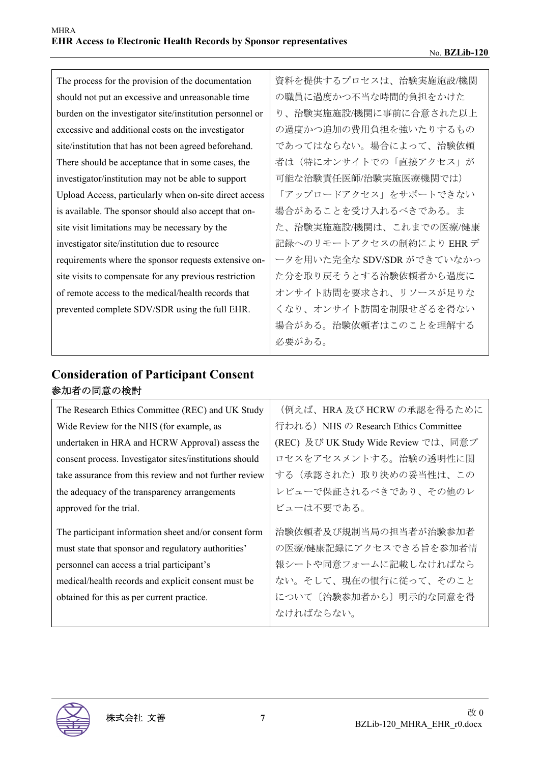| The process for the provision of the documentation should not put an excessive and unreasonable time burden on the investigator site/institution personnel or excessive and additional costs on the investigator site/institution that has not been agreed beforehand. There should be acceptance that in some cases, the investigator/institution may not be able to support Upload Access, particularly when on-site direct access is available. The sponsor should also accept that on-site visit limitations may be necessary by the investigator site/institution due to resource requirements where the sponsor requests extensive on-site visits to compensate for any previous restriction of remote access to the medical/health records that prevented complete SDV/SDR using the full EHR. | 資料を提供するプロセスは、治験実施施設/機関の職員に過度かつ不当な時間的負担をかけたり、治験実施施設/機関に事前に合意された以上の過度かつ追加の費用負担を強いたりするものであってはならない。場合によって、治験依頼者は（特にオンサイトでの「直接アクセス」が可能な治験責任医師/治験実施医療機関では）「アップロードアクセス」をサポートできない場合があることを受け入れるべきである。また、治験実施施設/機関は、これまでの医療/健康記録へのリモートアクセスの制約により EHR データを用いた完全な SDV/SDR ができていなかった分を取り戻そうとする治験依頼者から過度にオンサイト訪問を要求され、リソースが足りなくなり、オンサイト訪問を制限せざるを得ない場合がある。治験依頼者はこのことを理解する必要がある。 |
|---|---|

## Consideration of Participant Consent
参加者の同意の検討

| The Research Ethics Committee (REC) and UK Study Wide Review for the NHS (for example, as undertaken in HRA and HCRW Approval) assess the consent process. Investigator sites/institutions should take assurance from this review and not further review the adequacy of the transparency arrangements approved for the trial. | （例えば、HRA 及び HCRW の承認を得るために行われる）NHS の Research Ethics Committee (REC) 及び UK Study Wide Review では、同意プロセスをアセスメントする。治験の透明性に関する（承認された）取り決めの妥当性は、このレビューで保証されるべきであり、その他のレビューは不要である。 |
|---|---|
| The participant information sheet and/or consent form must state that sponsor and regulatory authorities' personnel can access a trial participant's medical/health records and explicit consent must be obtained for this as per current practice. | 治験依頼者及び規制当局の担当者が治験参加者の医療/健康記録にアクセスできる旨を参加者情報シートや同意フォームに記載しなければならない。そして、現在の慣行に従って、そのことについて〔治験参加者から〕明示的な同意を得なければならない。 |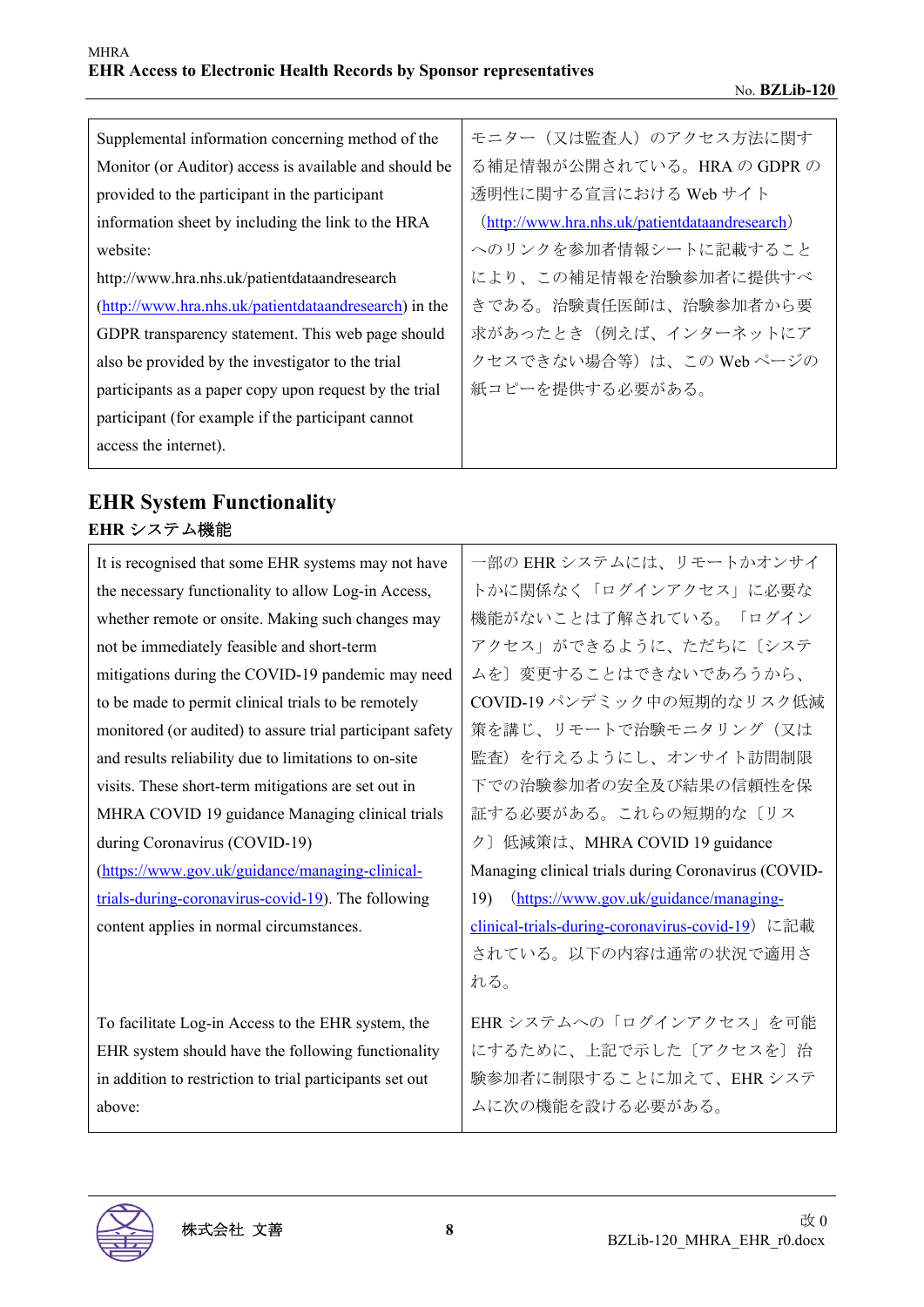| Supplemental information concerning method of the Monitor (or Auditor) access is available and should be provided to the participant in the participant information sheet by including the link to the HRA website: http://www.hra.nhs.uk/patientdataandresearch (http://www.hra.nhs.uk/patientdataandresearch) in the GDPR transparency statement. This web page should also be provided by the investigator to the trial participants as a paper copy upon request by the trial participant (for example if the participant cannot access the internet). | モニター（又は監査人）のアクセス方法に関する補足情報が公開されている。HRA の GDPR の透明性に関する宣言における Web サイト（http://www.hra.nhs.uk/patientdataandresearch）へのリンクを参加者情報シートに記載することにより、この補足情報を治験参加者に提供すべきである。治験責任医師は、治験参加者から要求があったとき（例えば、インターネットにアクセスできない場合等）は、この Web ページの紙コピーを提供する必要がある。 |
|---|---|

## EHR System Functionality

### EHR システム機能

| It is recognised that some EHR systems may not have the necessary functionality to allow Log-in Access, whether remote or onsite. Making such changes may not be immediately feasible and short-term mitigations during the COVID-19 pandemic may need to be made to permit clinical trials to be remotely monitored (or audited) to assure trial participant safety and results reliability due to limitations to on-site visits. These short-term mitigations are set out in MHRA COVID 19 guidance Managing clinical trials during Coronavirus (COVID-19) (https://www.gov.uk/guidance/managing-clinical-trials-during-coronavirus-covid-19). The following content applies in normal circumstances. | 一部の EHR システムには、リモートかオンサイトかに関係なく「ログインアクセス」に必要な機能がないことは了解されている。「ログインアクセス」ができるように、ただちに〔システムを〕変更することはできないであろうから、COVID-19 パンデミック中の短期的なリスク低減策を講じ、リモートで治験モニタリング（又は監査）を行えるようにし、オンサイト訪問制限下での治験参加者の安全及び結果の信頼性を保証する必要がある。これらの短期的な〔リスク〕低減策は、MHRA COVID 19 guidance Managing clinical trials during Coronavirus (COVID-19)（https://www.gov.uk/guidance/managing-clinical-trials-during-coronavirus-covid-19）に記載されている。以下の内容は通常の状況で適用される。 |
|---|---|
| To facilitate Log-in Access to the EHR system, the EHR system should have the following functionality in addition to restriction to trial participants set out above: | EHR システムへの「ログインアクセス」を可能にするために、上記で示した〔アクセスを〕治験参加者に制限することに加えて、EHR システムに次の機能を設ける必要がある。 |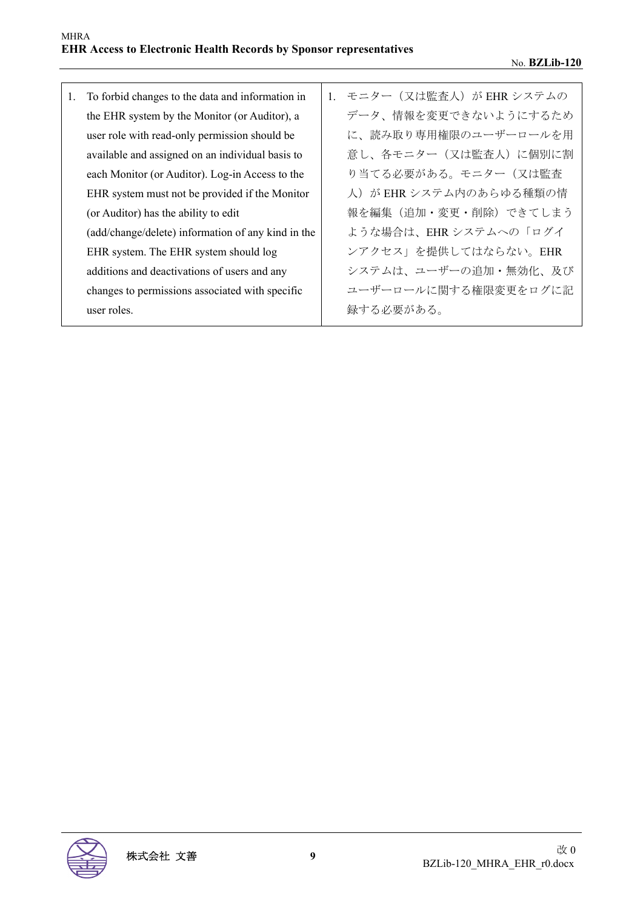| | |
|---|---|
| 1. To forbid changes to the data and information in the EHR system by the Monitor (or Auditor), a user role with read-only permission should be available and assigned on an individual basis to each Monitor (or Auditor). Log-in Access to the EHR system must not be provided if the Monitor (or Auditor) has the ability to edit (add/change/delete) information of any kind in the EHR system. The EHR system should log additions and deactivations of users and any changes to permissions associated with specific user roles. | 1. モニター（又は監査人）が EHR システムのデータ、情報を変更できないようにするために、読み取り専用権限のユーザーロールを用意し、各モニター（又は監査人）に個別に割り当てる必要がある。モニター（又は監査人）が EHR システム内のあらゆる種類の情報を編集（追加・変更・削除）できてしまうような場合は、EHR システムへの「ログインアクセス」を提供してはならない。EHR システムは、ユーザーの追加・無効化、及びユーザーロールに関する権限変更をログに記録する必要がある。 |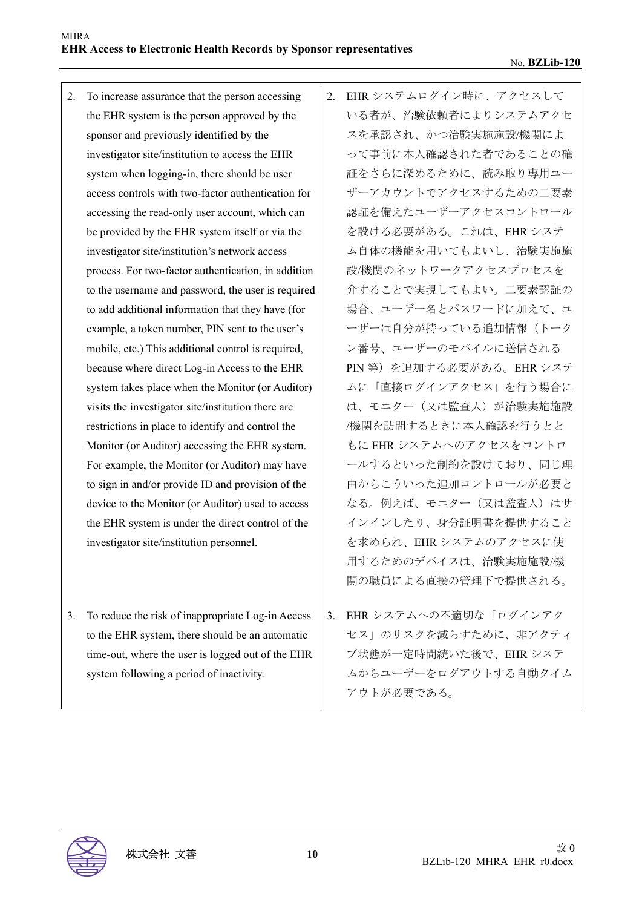| | |
|---|---|
| 2. To increase assurance that the person accessing the EHR system is the person approved by the sponsor and previously identified by the investigator site/institution to access the EHR system when logging-in, there should be user access controls with two-factor authentication for accessing the read-only user account, which can be provided by the EHR system itself or via the investigator site/institution's network access process. For two-factor authentication, in addition to the username and password, the user is required to add additional information that they have (for example, a token number, PIN sent to the user's mobile, etc.) This additional control is required, because where direct Log-in Access to the EHR system takes place when the Monitor (or Auditor) visits the investigator site/institution there are restrictions in place to identify and control the Monitor (or Auditor) accessing the EHR system. For example, the Monitor (or Auditor) may have to sign in and/or provide ID and provision of the device to the Monitor (or Auditor) used to access the EHR system is under the direct control of the investigator site/institution personnel. | 2. EHR システムログイン時に、アクセスしている者が、治験依頼者によりシステムアクセスを承認され、かつ治験実施施設/機関によって事前に本人確認された者であることの確証をさらに深めるために、読み取り専用ユーザーアカウントでアクセスするための二要素認証を備えたユーザーアクセスコントロールを設ける必要がある。これは、EHR システム自体の機能を用いてもよいし、治験実施施設/機関のネットワークアクセスプロセスを介することで実現してもよい。二要素認証の場合、ユーザー名とパスワードに加えて、ユーザーは自分が持っている追加情報（トークン番号、ユーザーのモバイルに送信される PIN 等）を追加する必要がある。EHR システムに「直接ログインアクセス」を行う場合には、モニター（又は監査人）が治験実施施設/機関を訪問するときに本人確認を行うとともに EHR システムへのアクセスをコントロールするといった制約を設けており、同じ理由からこういった追加コントロールが必要となる。例えば、モニター（又は監査人）はサインインしたり、身分証明書を提供することを求められ、EHR システムのアクセスに使用するためのデバイスは、治験実施施設/機関の職員による直接の管理下で提供される。 |
| 3. To reduce the risk of inappropriate Log-in Access to the EHR system, there should be an automatic time-out, where the user is logged out of the EHR system following a period of inactivity. | 3. EHR システムへの不適切な「ログインアクセス」のリスクを減らすために、非アクティブ状態が一定時間続いた後で、EHR システムからユーザーをログアウトする自動タイムアウトが必要である。 |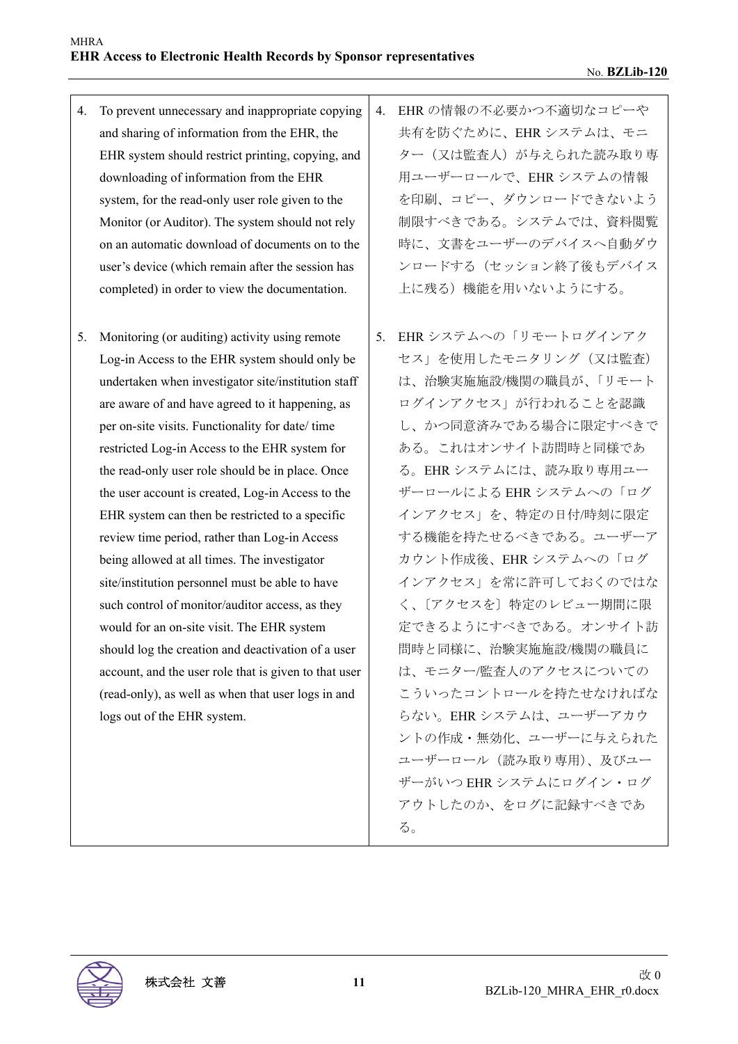| | |
|---|---|
| 4. To prevent unnecessary and inappropriate copying and sharing of information from the EHR, the EHR system should restrict printing, copying, and downloading of information from the EHR system, for the read-only user role given to the Monitor (or Auditor). The system should not rely on an automatic download of documents on to the user's device (which remain after the session has completed) in order to view the documentation. | 4. EHR の情報の不必要かつ不適切なコピーや共有を防ぐために、EHR システムは、モニター（又は監査人）が与えられた読み取り専用ユーザーロールで、EHR システムの情報を印刷、コピー、ダウンロードできないよう制限すべきである。システムでは、資料閲覧時に、文書をユーザーのデバイスへ自動ダウンロードする（セッション終了後もデバイス上に残る）機能を用いないようにする。 |
| 5. Monitoring (or auditing) activity using remote Log-in Access to the EHR system should only be undertaken when investigator site/institution staff are aware of and have agreed to it happening, as per on-site visits. Functionality for date/ time restricted Log-in Access to the EHR system for the read-only user role should be in place. Once the user account is created, Log-in Access to the EHR system can then be restricted to a specific review time period, rather than Log-in Access being allowed at all times. The investigator site/institution personnel must be able to have such control of monitor/auditor access, as they would for an on-site visit. The EHR system should log the creation and deactivation of a user account, and the user role that is given to that user (read-only), as well as when that user logs in and logs out of the EHR system. | 5. EHR システムへの「リモートログインアクセス」を使用したモニタリング（又は監査）は、治験実施施設/機関の職員が、「リモートログインアクセス」が行われることを認識し、かつ同意済みである場合に限定すべきである。これはオンサイト訪問時と同様である。EHR システムには、読み取り専用ユーザーロールによる EHR システムへの「ログインアクセス」を、特定の日付/時刻に限定する機能を持たせるべきである。ユーザーアカウント作成後、EHR システムへの「ログインアクセス」を常に許可しておくのではなく、〔アクセスを〕特定のレビュー期間に限定できるようにすべきである。オンサイト訪問時と同様に、治験実施施設/機関の職員には、モニター/監査人のアクセスについてのこういったコントロールを持たせなければならない。EHR システムは、ユーザーアカウントの作成・無効化、ユーザーに与えられたユーザーロール（読み取り専用）、及びユーザーがいつ EHR システムにログイン・ログアウトしたのか、をログに記録すべきである。 |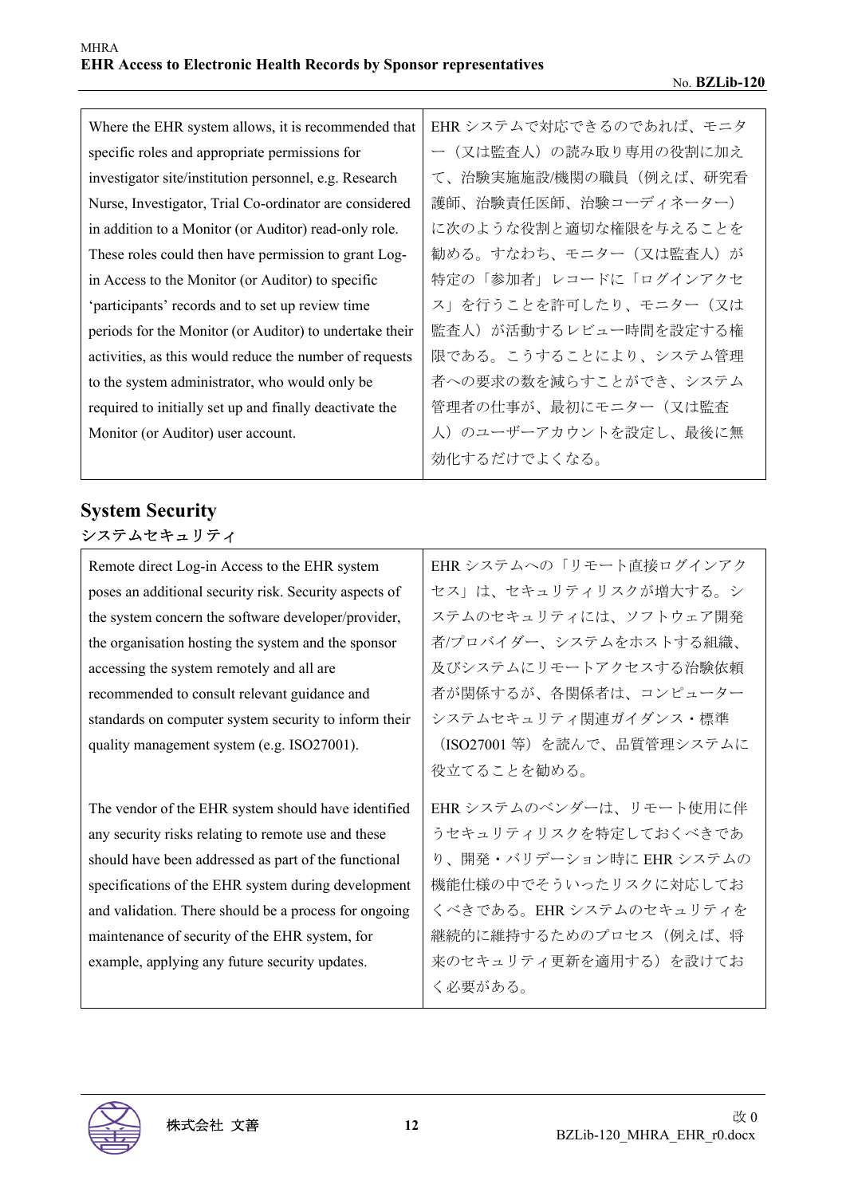| Where the EHR system allows, it is recommended that specific roles and appropriate permissions for investigator site/institution personnel, e.g. Research Nurse, Investigator, Trial Co-ordinator are considered in addition to a Monitor (or Auditor) read-only role. These roles could then have permission to grant Log-in Access to the Monitor (or Auditor) to specific 'participants' records and to set up review time periods for the Monitor (or Auditor) to undertake their activities, as this would reduce the number of requests to the system administrator, who would only be required to initially set up and finally deactivate the Monitor (or Auditor) user account. | EHR システムで対応できるのであれば、モニター（又は監査人）の読み取り専用の役割に加えて、治験実施施設/機関の職員（例えば、研究看護師、治験責任医師、治験コーディネーター）に次のような役割と適切な権限を与えることを勧める。すなわち、モニター（又は監査人）が特定の「参加者」レコードに「ログインアクセス」を行うことを許可したり、モニター（又は監査人）が活動するレビュー時間を設定する権限である。こうすることにより、システム管理者への要求の数を減らすことができ、システム管理者の仕事が、最初にモニター（又は監査人）のユーザーアカウントを設定し、最後に無効化するだけでよくなる。 |
|---|---|

## System Security

### システムセキュリティ

| Remote direct Log-in Access to the EHR system poses an additional security risk. Security aspects of the system concern the software developer/provider, the organisation hosting the system and the sponsor accessing the system remotely and all are recommended to consult relevant guidance and standards on computer system security to inform their quality management system (e.g. ISO27001). | EHR システムへの「リモート直接ログインアクセス」は、セキュリティリスクが増大する。システムのセキュリティには、ソフトウェア開発者/プロバイダー、システムをホストする組織、及びシステムにリモートアクセスする治験依頼者が関係するが、各関係者は、コンピューターシステムセキュリティ関連ガイダンス・標準（ISO27001 等）を読んで、品質管理システムに役立てることを勧める。 |
|---|---|
| The vendor of the EHR system should have identified any security risks relating to remote use and these should have been addressed as part of the functional specifications of the EHR system during development and validation. There should be a process for ongoing maintenance of security of the EHR system, for example, applying any future security updates. | EHR システムのベンダーは、リモート使用に伴うセキュリティリスクを特定しておくべきであり、開発・バリデーション時に EHR システムの機能仕様の中でそういったリスクに対応しておくべきである。EHR システムのセキュリティを継続的に維持するためのプロセス（例えば、将来のセキュリティ更新を適用する）を設けておく必要がある。 |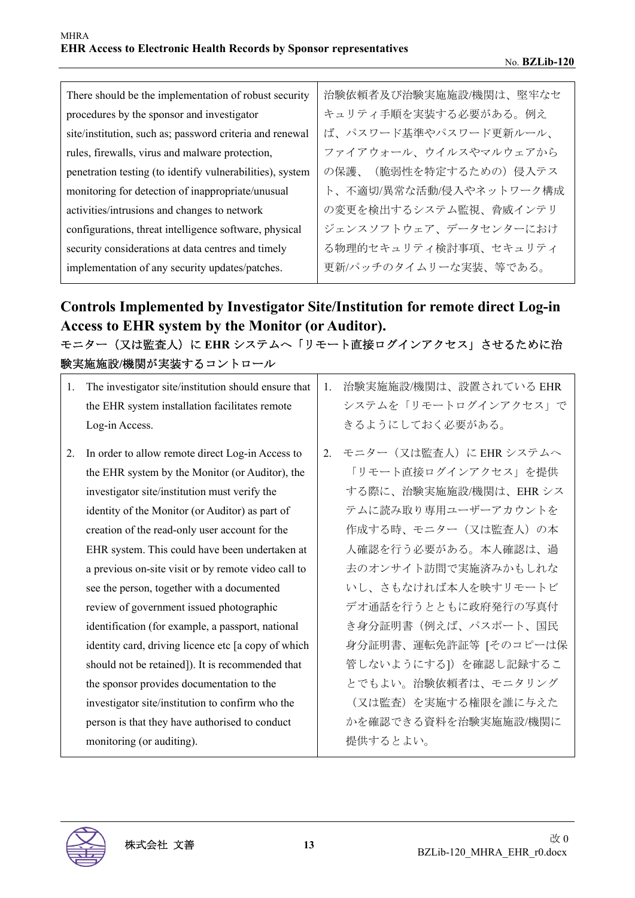| There should be the implementation of robust security procedures by the sponsor and investigator site/institution, such as; password criteria and renewal rules, firewalls, virus and malware protection, penetration testing (to identify vulnerabilities), system monitoring for detection of inappropriate/unusual activities/intrusions and changes to network configurations, threat intelligence software, physical security considerations at data centres and timely implementation of any security updates/patches. | 治験依頼者及び治験実施施設/機関は、堅牢なセキュリティ手順を実装する必要がある。例えば、パスワード基準やパスワード更新ルール、ファイアウォール、ウイルスやマルウェアからの保護、（脆弱性を特定するための）侵入テスト、不適切/異常な活動/侵入やネットワーク構成の変更を検出するシステム監視、脅威インテリジェンスソフトウェア、データセンターにおける物理的セキュリティ検討事項、セキュリティ更新/パッチのタイムリーな実装、等である。 |
|---|---|

## Controls Implemented by Investigator Site/Institution for remote direct Log-in Access to EHR system by the Monitor (or Auditor).

## モニター（又は監査人）に EHR システムへ「リモート直接ログインアクセス」させるために治験実施施設/機関が実装するコントロール

| | |
|---|---|
| 1. The investigator site/institution should ensure that the EHR system installation facilitates remote Log-in Access. | 1. 治験実施施設/機関は、設置されている EHR システムを「リモートログインアクセス」できるようにしておく必要がある。 |
| 2. In order to allow remote direct Log-in Access to the EHR system by the Monitor (or Auditor), the investigator site/institution must verify the identity of the Monitor (or Auditor) as part of creation of the read-only user account for the EHR system. This could have been undertaken at a previous on-site visit or by remote video call to see the person, together with a documented review of government issued photographic identification (for example, a passport, national identity card, driving licence etc [a copy of which should not be retained]). It is recommended that the sponsor provides documentation to the investigator site/institution to confirm who the person is that they have authorised to conduct monitoring (or auditing). | 2. モニター（又は監査人）に EHR システムへ「リモート直接ログインアクセス」を提供する際に、治験実施施設/機関は、EHR システムに読み取り専用ユーザーアカウントを作成する時、モニター（又は監査人）の本人確認を行う必要がある。本人確認は、過去のオンサイト訪問で実施済みかもしれないし、さもなければ本人を映すリモートビデオ通話を行うとともに政府発行の写真付き身分証明書（例えば、パスポート、国民身分証明書、運転免許証等 [そのコピーは保管しないようにする]）を確認し記録することでもよい。治験依頼者は、モニタリング（又は監査）を実施する権限を誰に与えたかを確認できる資料を治験実施施設/機関に提供するとよい。 |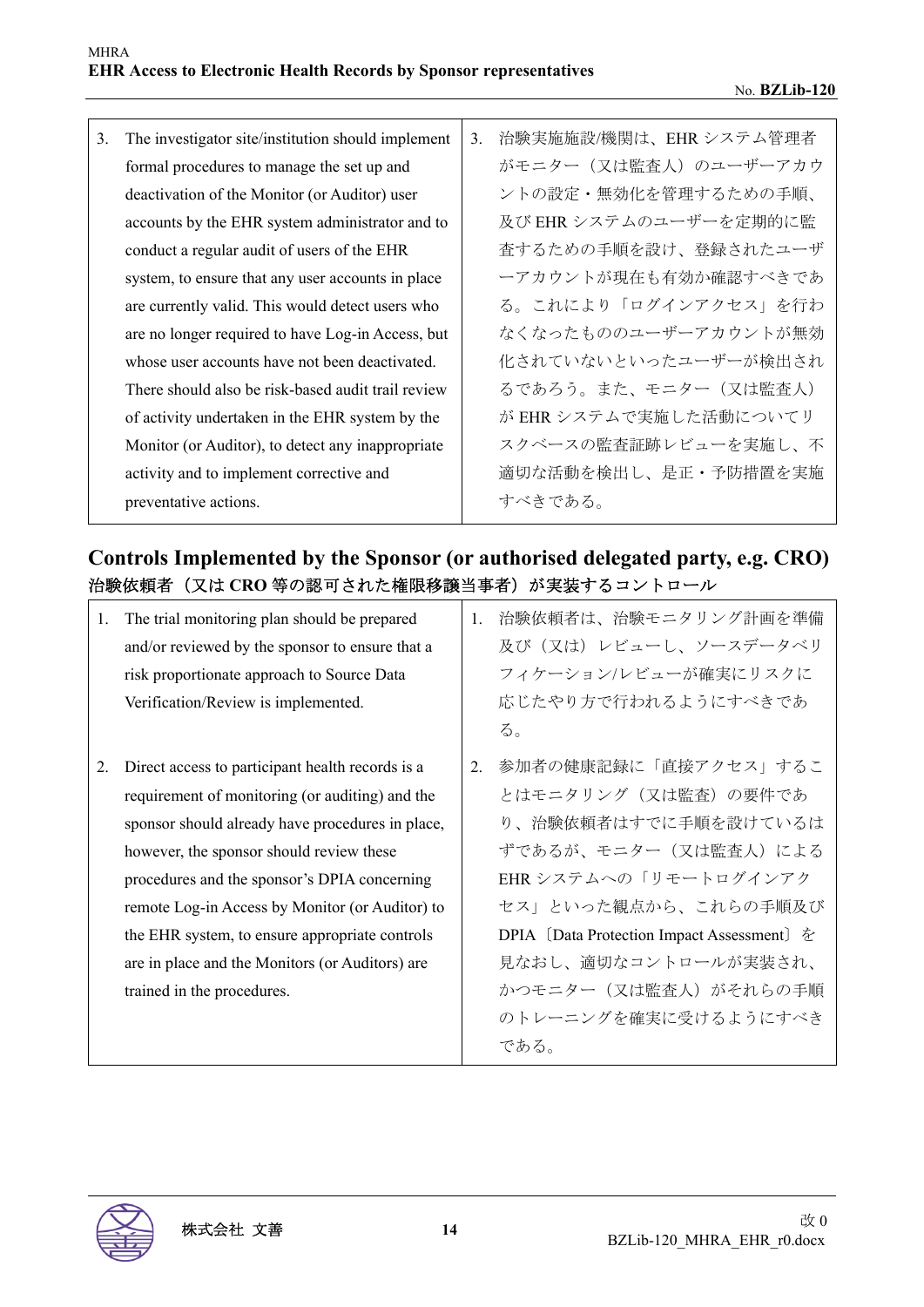| 3. The investigator site/institution should implement formal procedures to manage the set up and deactivation of the Monitor (or Auditor) user accounts by the EHR system administrator and to conduct a regular audit of users of the EHR system, to ensure that any user accounts in place are currently valid. This would detect users who are no longer required to have Log-in Access, but whose user accounts have not been deactivated. There should also be risk-based audit trail review of activity undertaken in the EHR system by the Monitor (or Auditor), to detect any inappropriate activity and to implement corrective and preventative actions. | 3. 治験実施施設/機関は、EHR システム管理者がモニター（又は監査人）のユーザーアカウントの設定・無効化を管理するための手順、及び EHR システムのユーザーを定期的に監査するための手順を設け、登録されたユーザーアカウントが現在も有効か確認すべきである。これにより「ログインアクセス」を行わなくなったもののユーザーアカウントが無効化されていないといったユーザーが検出されるであろう。また、モニター（又は監査人）が EHR システムで実施した活動についてリスクベースの監査証跡レビューを実施し、不適切な活動を検出し、是正・予防措置を実施すべきである。 |
|---|---|

## Controls Implemented by the Sponsor (or authorised delegated party, e.g. CRO)
## 治験依頼者（又は CRO 等の認可された権限移譲当事者）が実装するコントロール

| 1. The trial monitoring plan should be prepared and/or reviewed by the sponsor to ensure that a risk proportionate approach to Source Data Verification/Review is implemented. | 1. 治験依頼者は、治験モニタリング計画を準備及び（又は）レビューし、ソースデータベリフィケーション/レビューが確実にリスクに応じたやり方で行われるようにすべきである。 |
|---|---|
| 2. Direct access to participant health records is a requirement of monitoring (or auditing) and the sponsor should already have procedures in place, however, the sponsor should review these procedures and the sponsor's DPIA concerning remote Log-in Access by Monitor (or Auditor) to the EHR system, to ensure appropriate controls are in place and the Monitors (or Auditors) are trained in the procedures. | 2. 参加者の健康記録に「直接アクセス」することはモニタリング（又は監査）の要件であり、治験依頼者はすでに手順を設けているはずであるが、モニター（又は監査人）による EHR システムへの「リモートログインアクセス」といった観点から、これらの手順及び DPIA〔Data Protection Impact Assessment〕を見なおし、適切なコントロールが実装され、かつモニター（又は監査人）がそれらの手順のトレーニングを確実に受けるようにすべきである。 |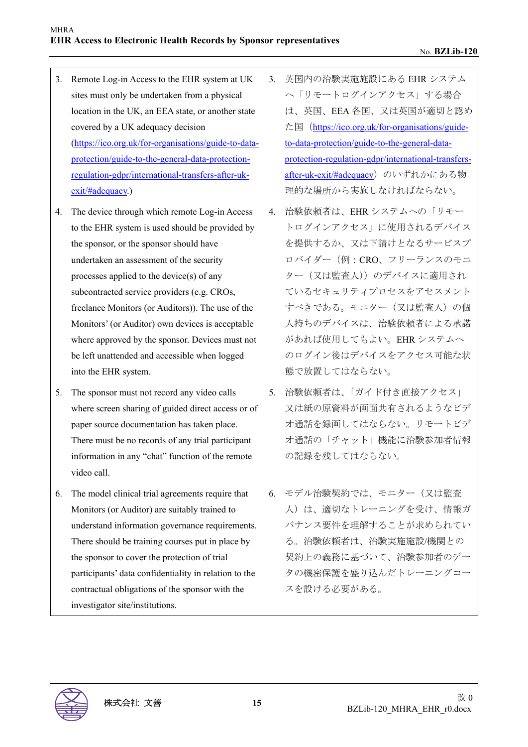| | |
|---|---|
| 3. Remote Log-in Access to the EHR system at UK sites must only be undertaken from a physical location in the UK, an EEA state, or another state covered by a UK adequacy decision ([https://ico.org.uk/for-organisations/guide-to-data-protection/guide-to-the-general-data-protection-regulation-gdpr/international-transfers-after-uk-exit/#adequacy](https://ico.org.uk/for-organisations/guide-to-data-protection/guide-to-the-general-data-protection-regulation-gdpr/international-transfers-after-uk-exit/#adequacy).) | 3. 英国内の治験実施施設にある EHR システムへ「リモートログインアクセス」する場合は、英国、EEA 各国、又は英国が適切と認めた国（[https://ico.org.uk/for-organisations/guide-to-data-protection/guide-to-the-general-data-protection-regulation-gdpr/international-transfers-after-uk-exit/#adequacy](https://ico.org.uk/for-organisations/guide-to-data-protection/guide-to-the-general-data-protection-regulation-gdpr/international-transfers-after-uk-exit/#adequacy)）のいずれかにある物理的な場所から実施しなければならない。 |
| 4. The device through which remote Log-in Access to the EHR system is used should be provided by the sponsor, or the sponsor should have undertaken an assessment of the security processes applied to the device(s) of any subcontracted service providers (e.g. CROs, freelance Monitors (or Auditors)). The use of the Monitors' (or Auditor) own devices is acceptable where approved by the sponsor. Devices must not be left unattended and accessible when logged into the EHR system. | 4. 治験依頼者は、EHR システムへの「リモートログインアクセス」に使用されるデバイスを提供するか、又は下請けとなるサービスプロバイダー（例：CRO、フリーランスのモニター（又は監査人））のデバイスに適用されているセキュリティプロセスをアセスメントすべきである。モニター（又は監査人）の個人持ちのデバイスは、治験依頼者による承諾があれば使用してもよい。EHR システムへのログイン後はデバイスをアクセス可能な状態で放置してはならない。 |
| 5. The sponsor must not record any video calls where screen sharing of guided direct access or of paper source documentation has taken place. There must be no records of any trial participant information in any "chat" function of the remote video call. | 5. 治験依頼者は、「ガイド付き直接アクセス」又は紙の原資料が画面共有されるようなビデオ通話を録画してはならない。リモートビデオ通話の「チャット」機能に治験参加者情報の記録を残してはならない。 |
| 6. The model clinical trial agreements require that Monitors (or Auditor) are suitably trained to understand information governance requirements. There should be training courses put in place by the sponsor to cover the protection of trial participants' data confidentiality in relation to the contractual obligations of the sponsor with the investigator site/institutions. | 6. モデル治験契約では、モニター（又は監査人）は、適切なトレーニングを受け、情報ガバナンス要件を理解することが求められている。治験依頼者は、治験実施施設/機関との契約上の義務に基づいて、治験参加者のデータの機密保護を盛り込んだトレーニングコースを設ける必要がある。 |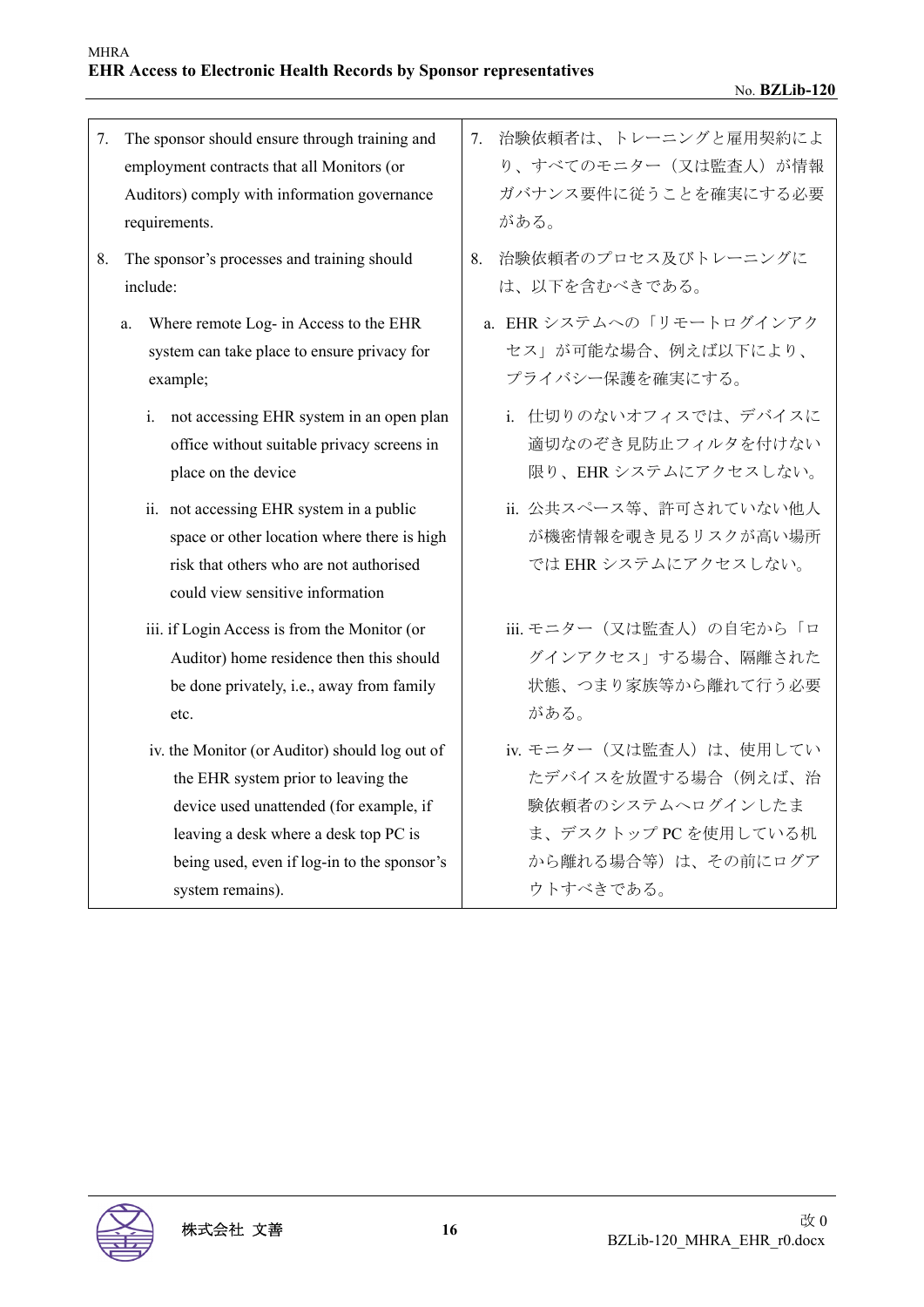| | |
|---|---|
| 7. The sponsor should ensure through training and employment contracts that all Monitors (or Auditors) comply with information governance requirements. | 7. 治験依頼者は、トレーニングと雇用契約により、すべてのモニター（又は監査人）が情報ガバナンス要件に従うことを確実にする必要がある。 |
| 8. The sponsor's processes and training should include: | 8. 治験依頼者のプロセス及びトレーニングには、以下を含むべきである。 |
| a. Where remote Log- in Access to the EHR system can take place to ensure privacy for example; | a. EHR システムへの「リモートログインアクセス」が可能な場合、例えば以下により、プライバシー保護を確実にする。 |
| i. not accessing EHR system in an open plan office without suitable privacy screens in place on the device | i. 仕切りのないオフィスでは、デバイスに適切なのぞき見防止フィルタを付けない限り、EHR システムにアクセスしない。 |
| ii. not accessing EHR system in a public space or other location where there is high risk that others who are not authorised could view sensitive information | ii. 公共スペース等、許可されていない他人が機密情報を覗き見るリスクが高い場所では EHR システムにアクセスしない。 |
| iii. if Login Access is from the Monitor (or Auditor) home residence then this should be done privately, i.e., away from family etc. | iii. モニター（又は監査人）の自宅から「ログインアクセス」する場合、隔離された状態、つまり家族等から離れて行う必要がある。 |
| iv. the Monitor (or Auditor) should log out of the EHR system prior to leaving the device used unattended (for example, if leaving a desk where a desk top PC is being used, even if log-in to the sponsor's system remains). | iv. モニター（又は監査人）は、使用していたデバイスを放置する場合（例えば、治験依頼者のシステムへログインしたまま、デスクトップ PC を使用している机から離れる場合等）は、その前にログアウトすべきである。 |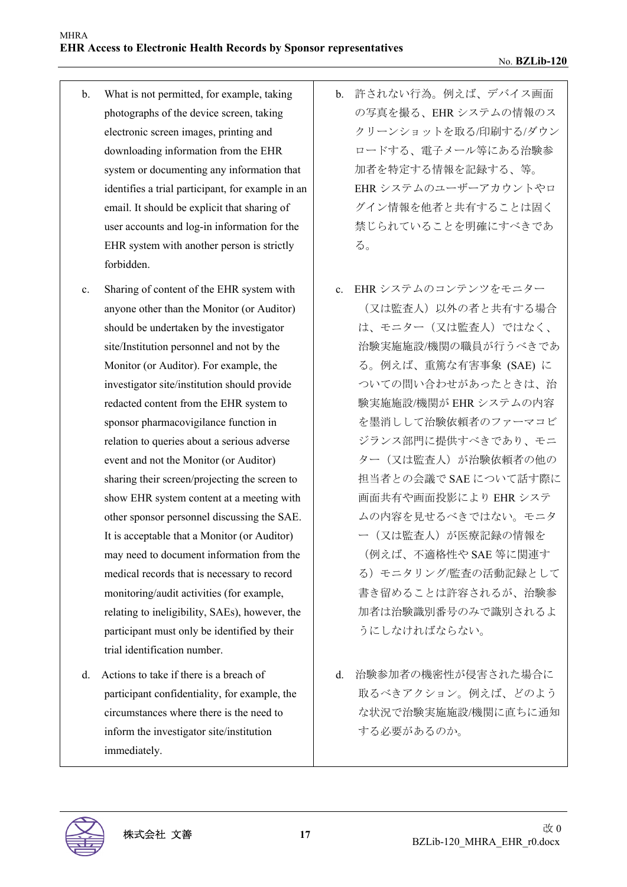| | |
|---|---|
| b. What is not permitted, for example, taking photographs of the device screen, taking electronic screen images, printing and downloading information from the EHR system or documenting any information that identifies a trial participant, for example in an email. It should be explicit that sharing of user accounts and log-in information for the EHR system with another person is strictly forbidden. | b. 許されない行為。例えば、デバイス画面の写真を撮る、EHR システムの情報のスクリーンショットを取る/印刷する/ダウンロードする、電子メール等にある治験参加者を特定する情報を記録する、等。EHR システムのユーザーアカウントやログイン情報を他者と共有することは固く禁じられていることを明確にすべきである。 |
| c. Sharing of content of the EHR system with anyone other than the Monitor (or Auditor) should be undertaken by the investigator site/Institution personnel and not by the Monitor (or Auditor). For example, the investigator site/institution should provide redacted content from the EHR system to sponsor pharmacovigilance function in relation to queries about a serious adverse event and not the Monitor (or Auditor) sharing their screen/projecting the screen to show EHR system content at a meeting with other sponsor personnel discussing the SAE. It is acceptable that a Monitor (or Auditor) may need to document information from the medical records that is necessary to record monitoring/audit activities (for example, relating to ineligibility, SAEs), however, the participant must only be identified by their trial identification number. | c. EHR システムのコンテンツをモニター（又は監査人）以外の者と共有する場合は、モニター（又は監査人）ではなく、治験実施施設/機関の職員が行うべきである。例えば、重篤な有害事象 (SAE) についての問い合わせがあったときは、治験実施施設/機関が EHR システムの内容を墨消しして治験依頼者のファーマコビジランス部門に提供すべきであり、モニター（又は監査人）が治験依頼者の他の担当者との会議で SAE について話す際に画面共有や画面投影により EHR システムの内容を見せるべきではない。モニター（又は監査人）が医療記録の情報を（例えば、不適格性や SAE 等に関連する）モニタリング/監査の活動記録として書き留めることは許容されるが、治験参加者は治験識別番号のみで識別されるようにしなければならない。 |
| d. Actions to take if there is a breach of participant confidentiality, for example, the circumstances where there is the need to inform the investigator site/institution immediately. | d. 治験参加者の機密性が侵害された場合に取るべきアクション。例えば、どのような状況で治験実施施設/機関に直ちに通知する必要があるのか。 |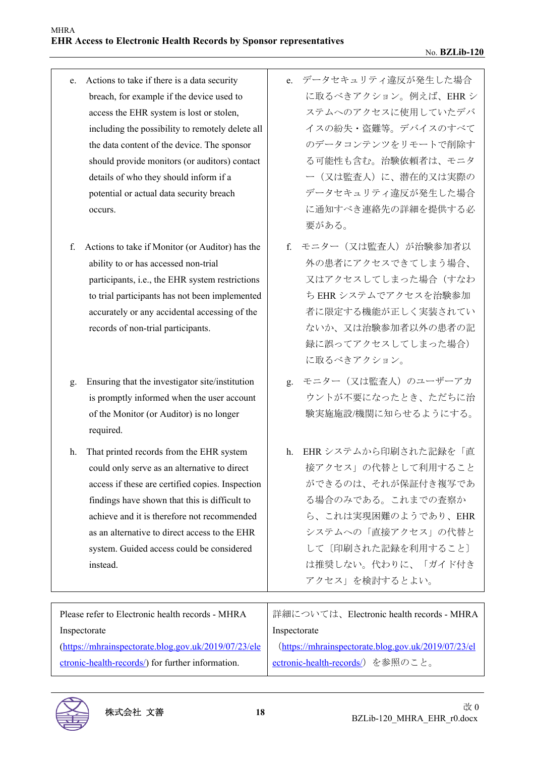| | |
|---|---|
| e. Actions to take if there is a data security breach, for example if the device used to access the EHR system is lost or stolen, including the possibility to remotely delete all the data content of the device. The sponsor should provide monitors (or auditors) contact details of who they should inform if a potential or actual data security breach occurs. | e. データセキュリティ違反が発生した場合に取るべきアクション。例えば、EHR システムへのアクセスに使用していたデバイスの紛失・盗難等。デバイスのすべてのデータコンテンツをリモートで削除する可能性も含む。治験依頼者は、モニター（又は監査人）に、潜在的又は実際のデータセキュリティ違反が発生した場合に通知すべき連絡先の詳細を提供する必要がある。 |
| f. Actions to take if Monitor (or Auditor) has the ability to or has accessed non-trial participants, i.e., the EHR system restrictions to trial participants has not been implemented accurately or any accidental accessing of the records of non-trial participants. | f. モニター（又は監査人）が治験参加者以外の患者にアクセスできてしまう場合、又はアクセスしてしまった場合（すなわち EHR システムでアクセスを治験参加者に限定する機能が正しく実装されていないか、又は治験参加者以外の患者の記録に誤ってアクセスしてしまった場合）に取るべきアクション。 |
| g. Ensuring that the investigator site/institution is promptly informed when the user account of the Monitor (or Auditor) is no longer required. | g. モニター（又は監査人）のユーザーアカウントが不要になったとき、ただちに治験実施施設/機関に知らせるようにする。 |
| h. That printed records from the EHR system could only serve as an alternative to direct access if these are certified copies. Inspection findings have shown that this is difficult to achieve and it is therefore not recommended as an alternative to direct access to the EHR system. Guided access could be considered instead. | h. EHR システムから印刷された記録を「直接アクセス」の代替として利用することができるのは、それが保証付き複写である場合のみである。これまでの査察から、これは実現困難のようであり、EHR システムへの「直接アクセス」の代替として〔印刷された記録を利用すること〕は推奨しない。代わりに、「ガイド付きアクセス」を検討するとよい。 |

| | |
|---|---|
| Please refer to Electronic health records - MHRA Inspectorate (https://mhrainspectorate.blog.gov.uk/2019/07/23/electronic-health-records/) for further information. | 詳細については、Electronic health records - MHRA Inspectorate（https://mhrainspectorate.blog.gov.uk/2019/07/23/electronic-health-records/）を参照のこと。 |